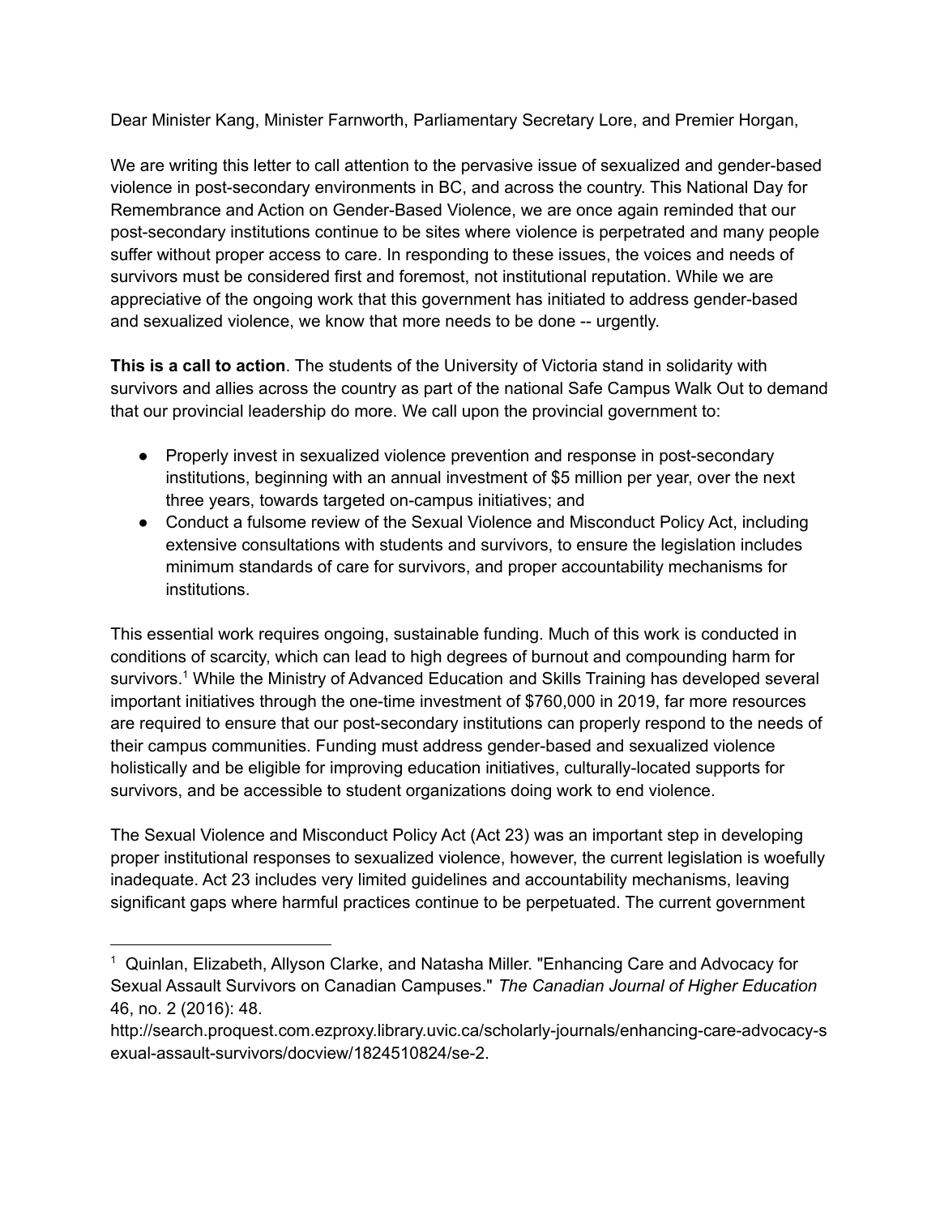Dear Minister Kang, Minister Farnworth, Parliamentary Secretary Lore, and Premier Horgan,

We are writing this letter to call attention to the pervasive issue of sexualized and gender-based violence in post-secondary environments in BC, and across the country. This National Day for Remembrance and Action on Gender-Based Violence, we are once again reminded that our post-secondary institutions continue to be sites where violence is perpetrated and many people suffer without proper access to care. In responding to these issues, the voices and needs of survivors must be considered first and foremost, not institutional reputation. While we are appreciative of the ongoing work that this government has initiated to address gender-based and sexualized violence, we know that more needs to be done -- urgently.

**This is a call to action**. The students of the University of Victoria stand in solidarity with survivors and allies across the country as part of the national Safe Campus Walk Out to demand that our provincial leadership do more. We call upon the provincial government to:

- Properly invest in sexualized violence prevention and response in post-secondary institutions, beginning with an annual investment of $5 million per year, over the next three years, towards targeted on-campus initiatives; and
- Conduct a fulsome review of the Sexual Violence and Misconduct Policy Act, including extensive consultations with students and survivors, to ensure the legislation includes minimum standards of care for survivors, and proper accountability mechanisms for institutions.

This essential work requires ongoing, sustainable funding. Much of this work is conducted in conditions of scarcity, which can lead to high degrees of burnout and compounding harm for survivors.[1] While the Ministry of Advanced Education and Skills Training has developed several important initiatives through the one-time investment of $760,000 in 2019, far more resources are required to ensure that our post-secondary institutions can properly respond to the needs of their campus communities. Funding must address gender-based and sexualized violence holistically and be eligible for improving education initiatives, culturally-located supports for survivors, and be accessible to student organizations doing work to end violence.

The Sexual Violence and Misconduct Policy Act (Act 23) was an important step in developing proper institutional responses to sexualized violence, however, the current legislation is woefully inadequate. Act 23 includes very limited guidelines and accountability mechanisms, leaving significant gaps where harmful practices continue to be perpetuated. The current government

---

[1] Quinlan, Elizabeth, Allyson Clarke, and Natasha Miller. "Enhancing Care and Advocacy for Sexual Assault Survivors on Canadian Campuses." *The Canadian Journal of Higher Education* 46, no. 2 (2016): 48. http://search.proquest.com.ezproxy.library.uvic.ca/scholarly-journals/enhancing-care-advocacy-sexual-assault-survivors/docview/1824510824/se-2.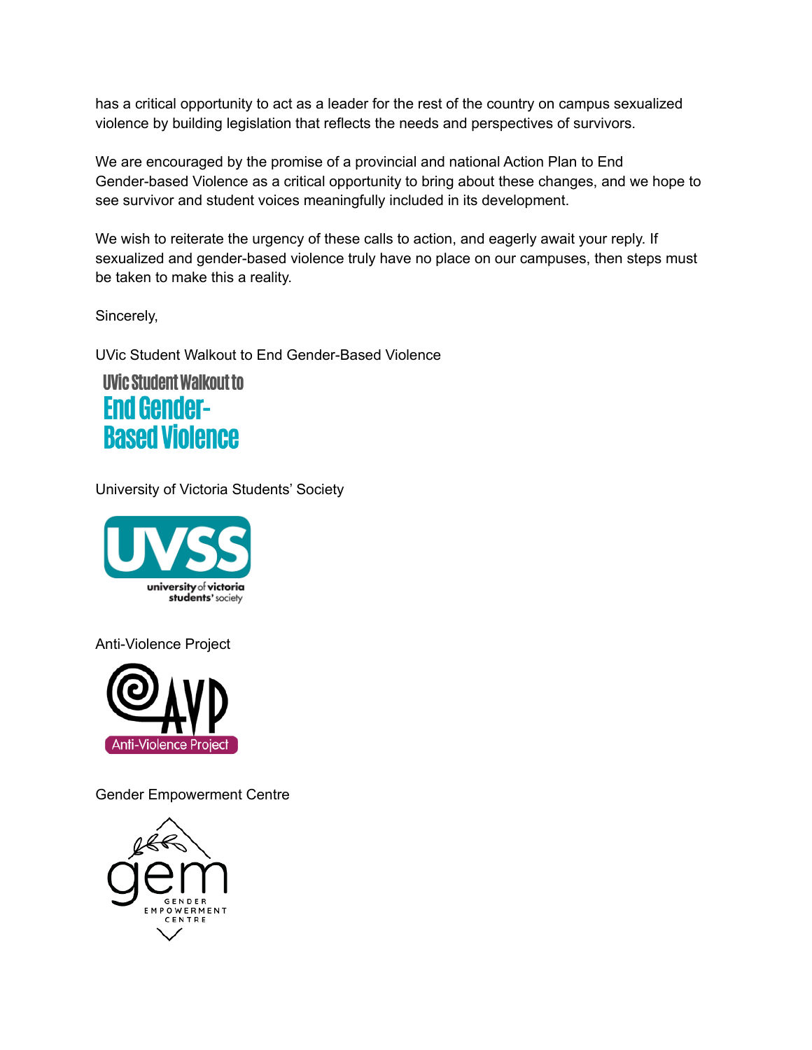has a critical opportunity to act as a leader for the rest of the country on campus sexualized violence by building legislation that reflects the needs and perspectives of survivors.

We are encouraged by the promise of a provincial and national Action Plan to End Gender-based Violence as a critical opportunity to bring about these changes, and we hope to see survivor and student voices meaningfully included in its development.

We wish to reiterate the urgency of these calls to action, and eagerly await your reply. If sexualized and gender-based violence truly have no place on our campuses, then steps must be taken to make this a reality.

Sincerely,

UVic Student Walkout to End Gender-Based Violence

University of Victoria Students' Society

Anti-Violence Project

Gender Empowerment Centre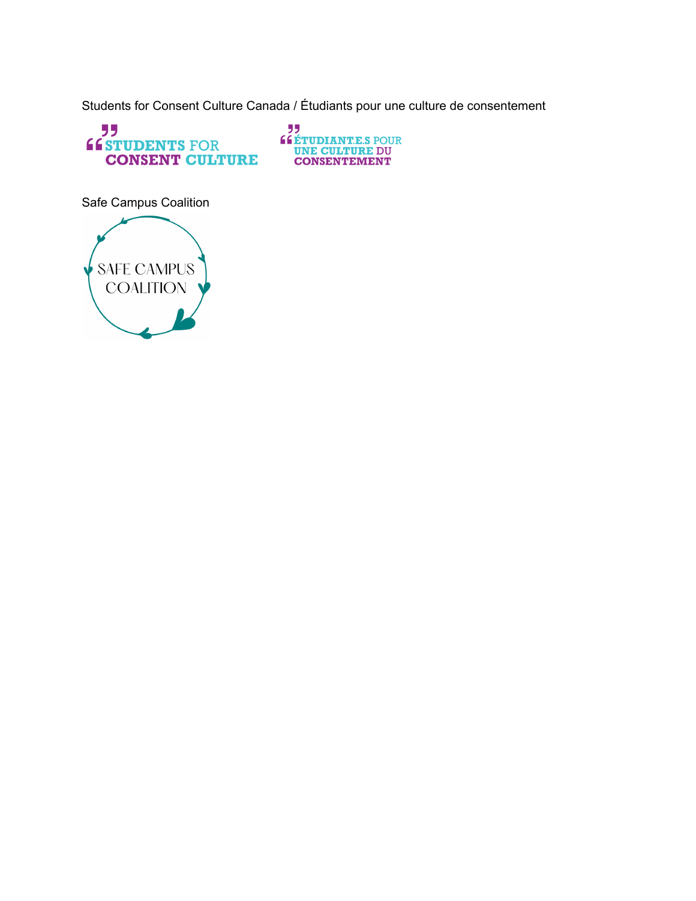Students for Consent Culture Canada / Étudiants pour une culture de consentement

Safe Campus Coalition